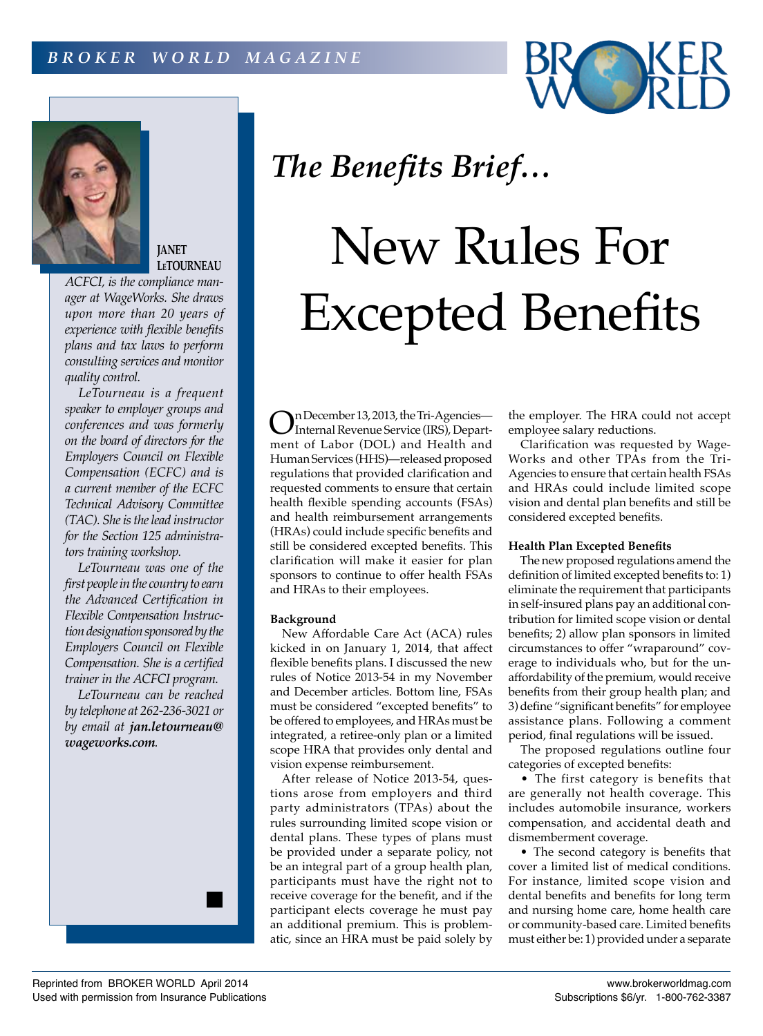*The Benefits Brief…*

# New Rules For Excepted Benefits

**JANET LeTOURNEAU**

*ACFCI, is the compliance manager at WageWorks. She draws upon more than 20 years of experience with flexible benefits plans and tax laws to perform consulting services and monitor quality control.*

*LeTourneau is a frequent speaker to employer groups and conferences and was formerly on the board of directors for the Employers Council on Flexible Compensation (ECFC) and is a current member of the ECFC Technical Advisory Committee (TAC). She is the lead instructor for the Section 125 administrators training workshop.*

*LeTourneau was one of the first people in the country to earn the Advanced Certification in Flexible Compensation Instruction designation sponsored by the Employers Council on Flexible Compensation. She is a certified trainer in the ACFCI program.*

*LeTourneau can be reached by telephone at 262-236-3021 or by email at **jan.letourneau@wageworks.com**.*

On December 13, 2013, the Tri-Agencies—Internal Revenue Service (IRS), Department of Labor (DOL) and Health and Human Services (HHS)—released proposed regulations that provided clarification and requested comments to ensure that certain health flexible spending accounts (FSAs) and health reimbursement arrangements (HRAs) could include specific benefits and still be considered excepted benefits. This clarification will make it easier for plan sponsors to continue to offer health FSAs and HRAs to their employees.

### Background

New Affordable Care Act (ACA) rules kicked in on January 1, 2014, that affect flexible benefits plans. I discussed the new rules of Notice 2013-54 in my November and December articles. Bottom line, FSAs must be considered "excepted benefits" to be offered to employees, and HRAs must be integrated, a retiree-only plan or a limited scope HRA that provides only dental and vision expense reimbursement.

After release of Notice 2013-54, questions arose from employers and third party administrators (TPAs) about the rules surrounding limited scope vision or dental plans. These types of plans must be provided under a separate policy, not be an integral part of a group health plan, participants must have the right not to receive coverage for the benefit, and if the participant elects coverage he must pay an additional premium. This is problematic, since an HRA must be paid solely by the employer. The HRA could not accept employee salary reductions.

Clarification was requested by WageWorks and other TPAs from the Tri-Agencies to ensure that certain health FSAs and HRAs could include limited scope vision and dental plan benefits and still be considered excepted benefits.

### Health Plan Excepted Benefits

The new proposed regulations amend the definition of limited excepted benefits to: 1) eliminate the requirement that participants in self-insured plans pay an additional contribution for limited scope vision or dental benefits; 2) allow plan sponsors in limited circumstances to offer "wraparound" coverage to individuals who, but for the unaffordability of the premium, would receive benefits from their group health plan; and 3) define "significant benefits" for employee assistance plans. Following a comment period, final regulations will be issued.

The proposed regulations outline four categories of excepted benefits:

- The first category is benefits that are generally not health coverage. This includes automobile insurance, workers compensation, and accidental death and dismemberment coverage.
- The second category is benefits that cover a limited list of medical conditions. For instance, limited scope vision and dental benefits and benefits for long term and nursing home care, home health care or community-based care. Limited benefits must either be: 1) provided under a separate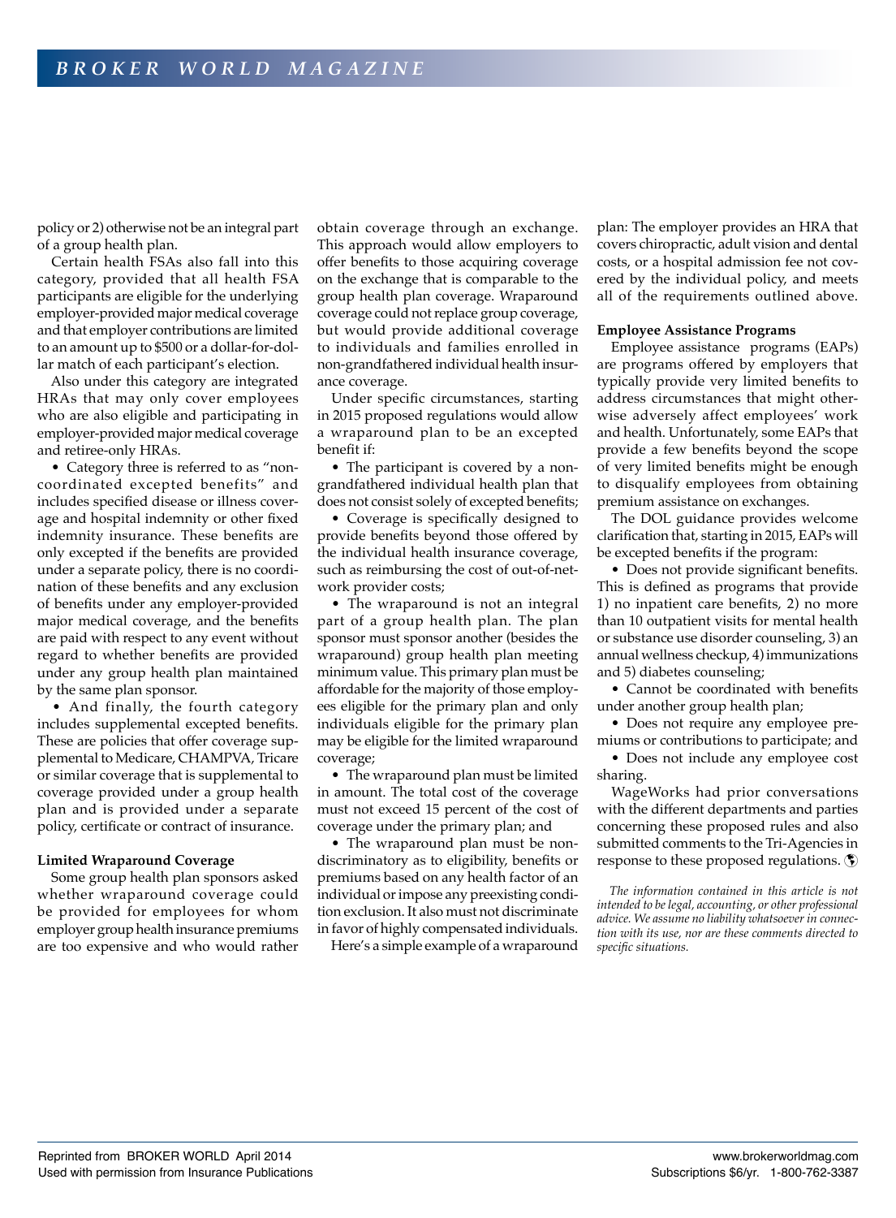policy or 2) otherwise not be an integral part of a group health plan.

Certain health FSAs also fall into this category, provided that all health FSA participants are eligible for the underlying employer-provided major medical coverage and that employer contributions are limited to an amount up to $500 or a dollar-for-dollar match of each participant's election.

Also under this category are integrated HRAs that may only cover employees who are also eligible and participating in employer-provided major medical coverage and retiree-only HRAs.

- Category three is referred to as "non-coordinated excepted benefits" and includes specified disease or illness coverage and hospital indemnity or other fixed indemnity insurance. These benefits are only excepted if the benefits are provided under a separate policy, there is no coordination of these benefits and any exclusion of benefits under any employer-provided major medical coverage, and the benefits are paid with respect to any event without regard to whether benefits are provided under any group health plan maintained by the same plan sponsor.
- And finally, the fourth category includes supplemental excepted benefits. These are policies that offer coverage supplemental to Medicare, CHAMPVA, Tricare or similar coverage that is supplemental to coverage provided under a group health plan and is provided under a separate policy, certificate or contract of insurance.

**Limited Wraparound Coverage**

Some group health plan sponsors asked whether wraparound coverage could be provided for employees for whom employer group health insurance premiums are too expensive and who would rather obtain coverage through an exchange. This approach would allow employers to offer benefits to those acquiring coverage on the exchange that is comparable to the group health plan coverage. Wraparound coverage could not replace group coverage, but would provide additional coverage to individuals and families enrolled in non-grandfathered individual health insurance coverage.

Under specific circumstances, starting in 2015 proposed regulations would allow a wraparound plan to be an excepted benefit if:

- The participant is covered by a non-grandfathered individual health plan that does not consist solely of excepted benefits;
- Coverage is specifically designed to provide benefits beyond those offered by the individual health insurance coverage, such as reimbursing the cost of out-of-network provider costs;
- The wraparound is not an integral part of a group health plan. The plan sponsor must sponsor another (besides the wraparound) group health plan meeting minimum value. This primary plan must be affordable for the majority of those employees eligible for the primary plan and only individuals eligible for the primary plan may be eligible for the limited wraparound coverage;
- The wraparound plan must be limited in amount. The total cost of the coverage must not exceed 15 percent of the cost of coverage under the primary plan; and
- The wraparound plan must be nondiscriminatory as to eligibility, benefits or premiums based on any health factor of an individual or impose any preexisting condition exclusion. It also must not discriminate in favor of highly compensated individuals.

Here's a simple example of a wraparound plan: The employer provides an HRA that covers chiropractic, adult vision and dental costs, or a hospital admission fee not covered by the individual policy, and meets all of the requirements outlined above.

**Employee Assistance Programs**

Employee assistance programs (EAPs) are programs offered by employers that typically provide very limited benefits to address circumstances that might otherwise adversely affect employees' work and health. Unfortunately, some EAPs that provide a few benefits beyond the scope of very limited benefits might be enough to disqualify employees from obtaining premium assistance on exchanges.

The DOL guidance provides welcome clarification that, starting in 2015, EAPs will be excepted benefits if the program:

- Does not provide significant benefits. This is defined as programs that provide 1) no inpatient care benefits, 2) no more than 10 outpatient visits for mental health or substance use disorder counseling, 3) an annual wellness checkup, 4) immunizations and 5) diabetes counseling;
- Cannot be coordinated with benefits under another group health plan;
- Does not require any employee premiums or contributions to participate; and
- Does not include any employee cost sharing.

WageWorks had prior conversations with the different departments and parties concerning these proposed rules and also submitted comments to the Tri-Agencies in response to these proposed regulations.

*The information contained in this article is not intended to be legal, accounting, or other professional advice. We assume no liability whatsoever in connection with its use, nor are these comments directed to specific situations.*

Reprinted from BROKER WORLD April 2014
Used with permission from Insurance Publications

www.brokerworldmag.com
Subscriptions $6/yr. 1-800-762-3387